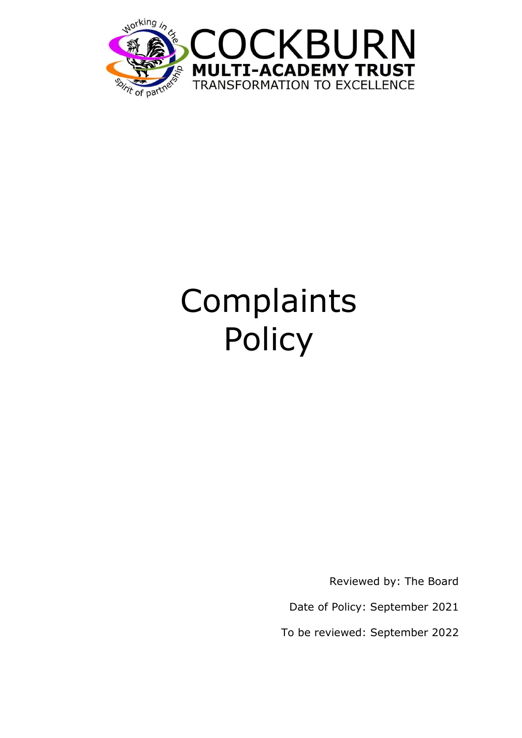COCKBURN

MULTI-ACADEMY TRUST

TRANSFORMATION TO EXCELLENCE

# Complaints Policy

Reviewed by: The Board

Date of Policy: September 2021

To be reviewed: September 2022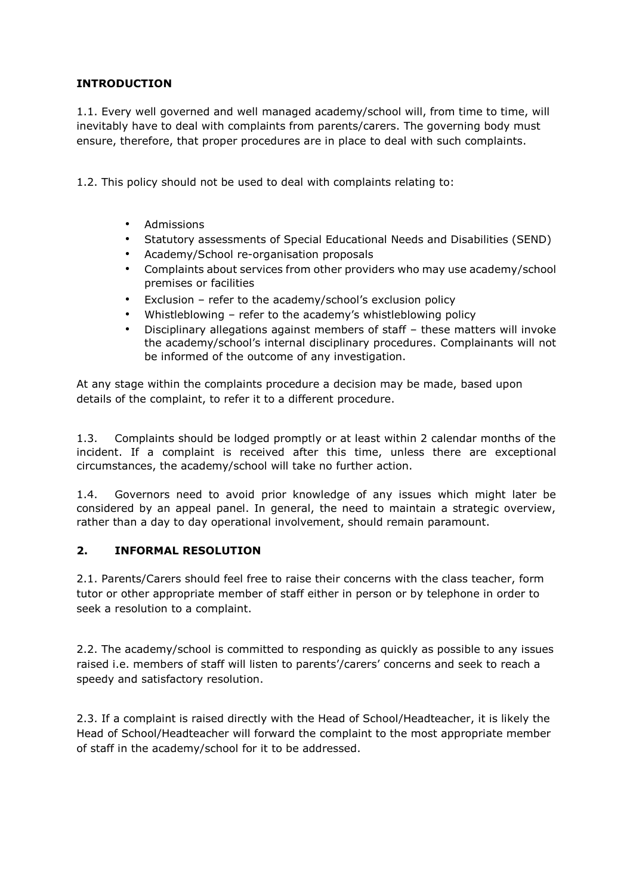## INTRODUCTION

1.1. Every well governed and well managed academy/school will, from time to time, will inevitably have to deal with complaints from parents/carers. The governing body must ensure, therefore, that proper procedures are in place to deal with such complaints.

1.2. This policy should not be used to deal with complaints relating to:

- Admissions
- Statutory assessments of Special Educational Needs and Disabilities (SEND)
- Academy/School re-organisation proposals
- Complaints about services from other providers who may use academy/school premises or facilities
- Exclusion – refer to the academy/school's exclusion policy
- Whistleblowing – refer to the academy's whistleblowing policy
- Disciplinary allegations against members of staff – these matters will invoke the academy/school's internal disciplinary procedures. Complainants will not be informed of the outcome of any investigation.

At any stage within the complaints procedure a decision may be made, based upon details of the complaint, to refer it to a different procedure.

1.3. Complaints should be lodged promptly or at least within 2 calendar months of the incident. If a complaint is received after this time, unless there are exceptional circumstances, the academy/school will take no further action.

1.4. Governors need to avoid prior knowledge of any issues which might later be considered by an appeal panel. In general, the need to maintain a strategic overview, rather than a day to day operational involvement, should remain paramount.

## 2. INFORMAL RESOLUTION

2.1. Parents/Carers should feel free to raise their concerns with the class teacher, form tutor or other appropriate member of staff either in person or by telephone in order to seek a resolution to a complaint.

2.2. The academy/school is committed to responding as quickly as possible to any issues raised i.e. members of staff will listen to parents'/carers' concerns and seek to reach a speedy and satisfactory resolution.

2.3. If a complaint is raised directly with the Head of School/Headteacher, it is likely the Head of School/Headteacher will forward the complaint to the most appropriate member of staff in the academy/school for it to be addressed.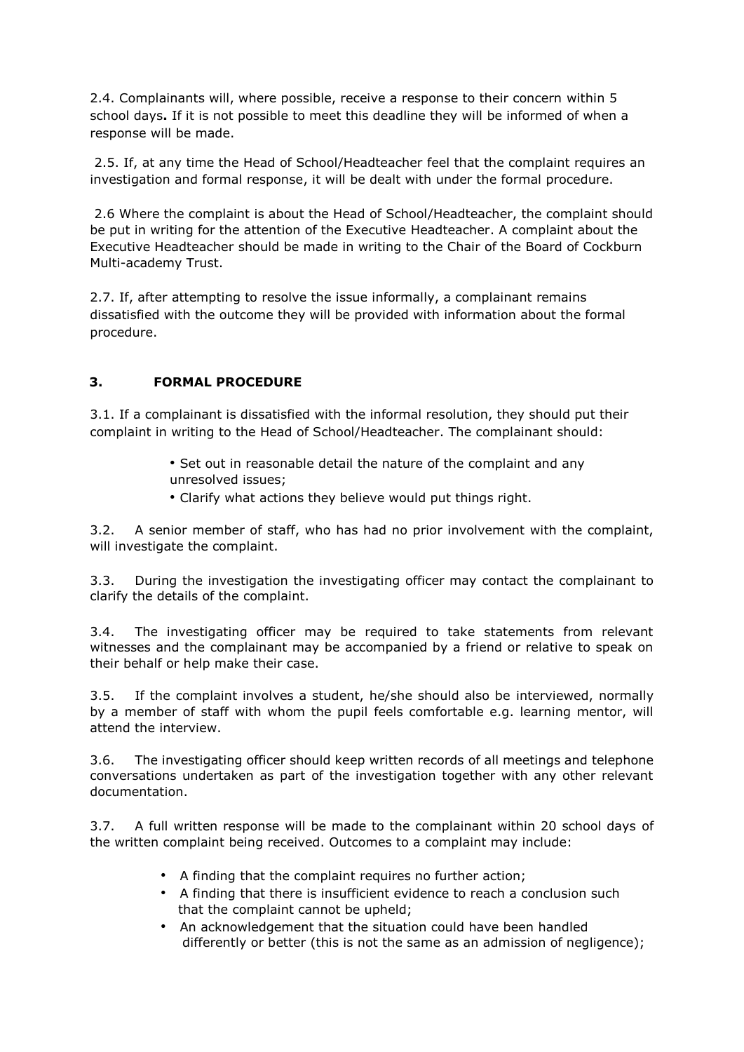2.4. Complainants will, where possible, receive a response to their concern within 5 school days**.** If it is not possible to meet this deadline they will be informed of when a response will be made.

2.5. If, at any time the Head of School/Headteacher feel that the complaint requires an investigation and formal response, it will be dealt with under the formal procedure.

2.6 Where the complaint is about the Head of School/Headteacher, the complaint should be put in writing for the attention of the Executive Headteacher. A complaint about the Executive Headteacher should be made in writing to the Chair of the Board of Cockburn Multi-academy Trust.

2.7. If, after attempting to resolve the issue informally, a complainant remains dissatisfied with the outcome they will be provided with information about the formal procedure.

## 3. FORMAL PROCEDURE

3.1. If a complainant is dissatisfied with the informal resolution, they should put their complaint in writing to the Head of School/Headteacher. The complainant should:

- Set out in reasonable detail the nature of the complaint and any unresolved issues;
- Clarify what actions they believe would put things right.

3.2. A senior member of staff, who has had no prior involvement with the complaint, will investigate the complaint.

3.3. During the investigation the investigating officer may contact the complainant to clarify the details of the complaint.

3.4. The investigating officer may be required to take statements from relevant witnesses and the complainant may be accompanied by a friend or relative to speak on their behalf or help make their case.

3.5. If the complaint involves a student, he/she should also be interviewed, normally by a member of staff with whom the pupil feels comfortable e.g. learning mentor, will attend the interview.

3.6. The investigating officer should keep written records of all meetings and telephone conversations undertaken as part of the investigation together with any other relevant documentation.

3.7. A full written response will be made to the complainant within 20 school days of the written complaint being received. Outcomes to a complaint may include:

- A finding that the complaint requires no further action;
- A finding that there is insufficient evidence to reach a conclusion such that the complaint cannot be upheld;
- An acknowledgement that the situation could have been handled differently or better (this is not the same as an admission of negligence);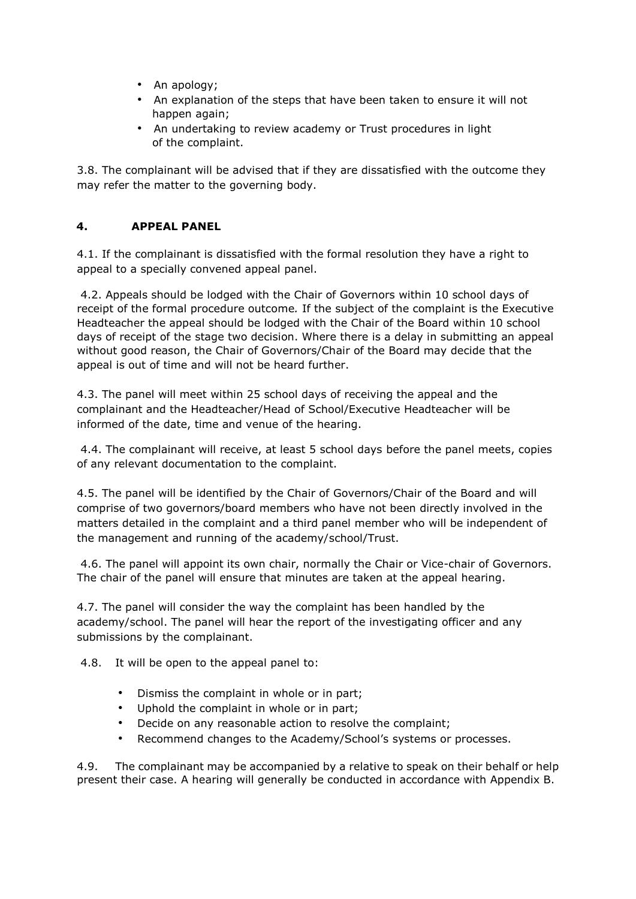- An apology;
- An explanation of the steps that have been taken to ensure it will not happen again;
- An undertaking to review academy or Trust procedures in light of the complaint.

3.8. The complainant will be advised that if they are dissatisfied with the outcome they may refer the matter to the governing body.

## 4. APPEAL PANEL

4.1. If the complainant is dissatisfied with the formal resolution they have a right to appeal to a specially convened appeal panel.

4.2. Appeals should be lodged with the Chair of Governors within 10 school days of receipt of the formal procedure outcome*.* If the subject of the complaint is the Executive Headteacher the appeal should be lodged with the Chair of the Board within 10 school days of receipt of the stage two decision. Where there is a delay in submitting an appeal without good reason, the Chair of Governors/Chair of the Board may decide that the appeal is out of time and will not be heard further.

4.3. The panel will meet within 25 school days of receiving the appeal and the complainant and the Headteacher/Head of School/Executive Headteacher will be informed of the date, time and venue of the hearing.

4.4. The complainant will receive, at least 5 school days before the panel meets, copies of any relevant documentation to the complaint.

4.5. The panel will be identified by the Chair of Governors/Chair of the Board and will comprise of two governors/board members who have not been directly involved in the matters detailed in the complaint and a third panel member who will be independent of the management and running of the academy/school/Trust.

4.6. The panel will appoint its own chair, normally the Chair or Vice-chair of Governors. The chair of the panel will ensure that minutes are taken at the appeal hearing.

4.7. The panel will consider the way the complaint has been handled by the academy/school. The panel will hear the report of the investigating officer and any submissions by the complainant.

4.8. It will be open to the appeal panel to:

- Dismiss the complaint in whole or in part;
- Uphold the complaint in whole or in part;
- Decide on any reasonable action to resolve the complaint;
- Recommend changes to the Academy/School's systems or processes.

4.9. The complainant may be accompanied by a relative to speak on their behalf or help present their case. A hearing will generally be conducted in accordance with Appendix B.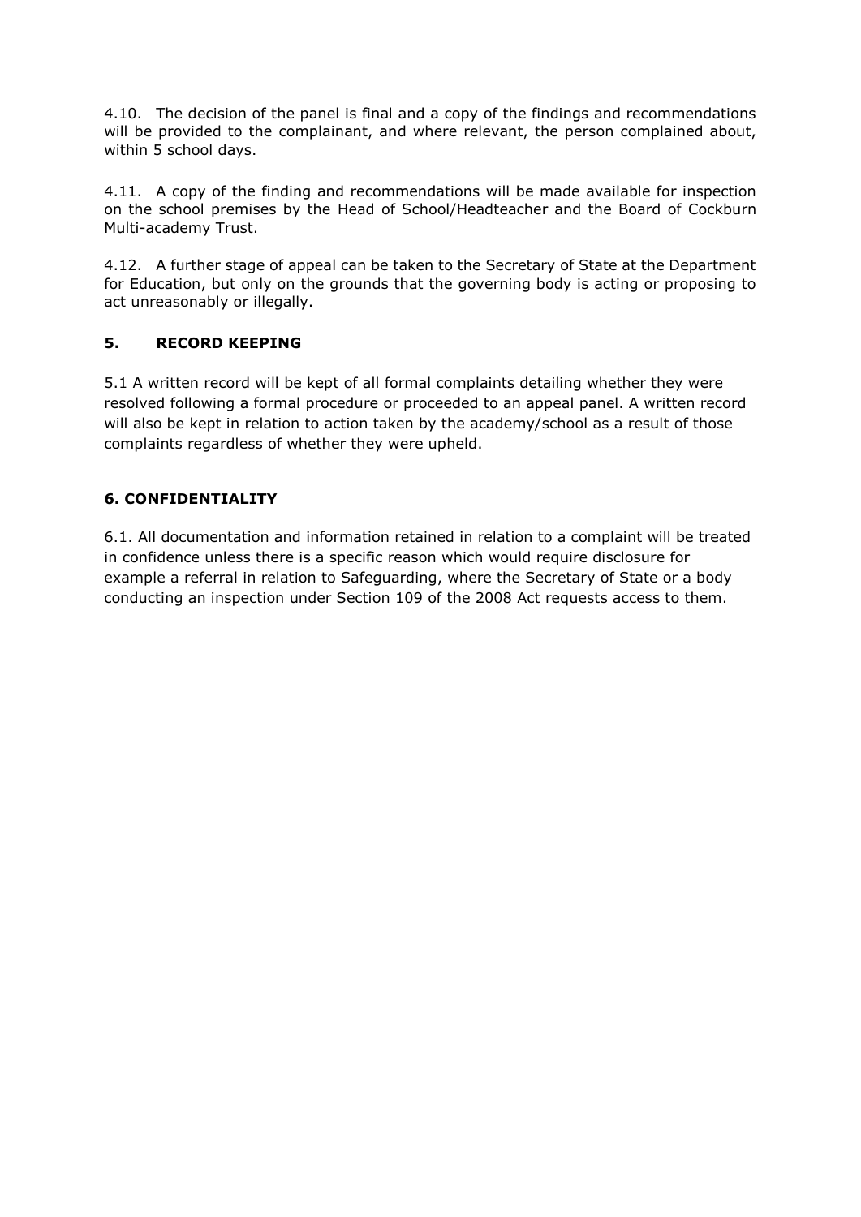4.10. The decision of the panel is final and a copy of the findings and recommendations will be provided to the complainant, and where relevant, the person complained about, within 5 school days.

4.11. A copy of the finding and recommendations will be made available for inspection on the school premises by the Head of School/Headteacher and the Board of Cockburn Multi-academy Trust.

4.12. A further stage of appeal can be taken to the Secretary of State at the Department for Education, but only on the grounds that the governing body is acting or proposing to act unreasonably or illegally.

## 5. RECORD KEEPING

5.1 A written record will be kept of all formal complaints detailing whether they were resolved following a formal procedure or proceeded to an appeal panel. A written record will also be kept in relation to action taken by the academy/school as a result of those complaints regardless of whether they were upheld.

## 6. CONFIDENTIALITY

6.1. All documentation and information retained in relation to a complaint will be treated in confidence unless there is a specific reason which would require disclosure for example a referral in relation to Safeguarding, where the Secretary of State or a body conducting an inspection under Section 109 of the 2008 Act requests access to them.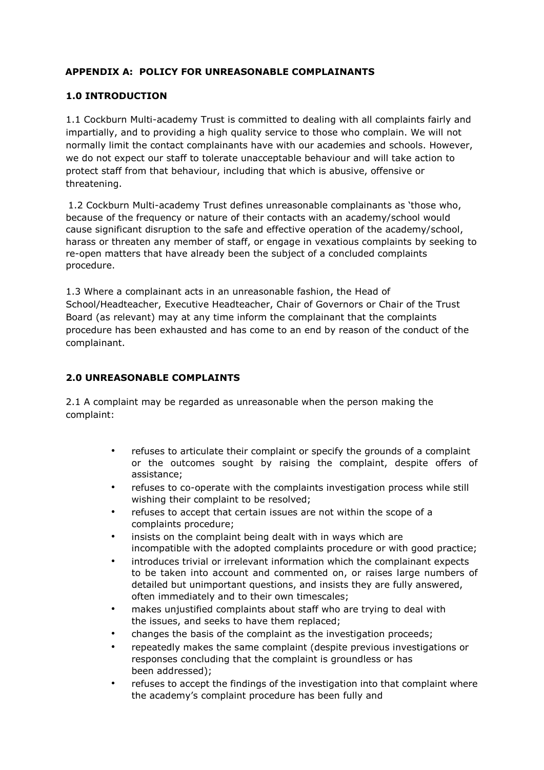## APPENDIX A: POLICY FOR UNREASONABLE COMPLAINANTS

### 1.0 INTRODUCTION

1.1 Cockburn Multi-academy Trust is committed to dealing with all complaints fairly and impartially, and to providing a high quality service to those who complain. We will not normally limit the contact complainants have with our academies and schools. However, we do not expect our staff to tolerate unacceptable behaviour and will take action to protect staff from that behaviour, including that which is abusive, offensive or threatening.

1.2 Cockburn Multi-academy Trust defines unreasonable complainants as 'those who, because of the frequency or nature of their contacts with an academy/school would cause significant disruption to the safe and effective operation of the academy/school, harass or threaten any member of staff, or engage in vexatious complaints by seeking to re-open matters that have already been the subject of a concluded complaints procedure.

1.3 Where a complainant acts in an unreasonable fashion, the Head of School/Headteacher, Executive Headteacher, Chair of Governors or Chair of the Trust Board (as relevant) may at any time inform the complainant that the complaints procedure has been exhausted and has come to an end by reason of the conduct of the complainant.

### 2.0 UNREASONABLE COMPLAINTS

2.1 A complaint may be regarded as unreasonable when the person making the complaint:

- refuses to articulate their complaint or specify the grounds of a complaint or the outcomes sought by raising the complaint, despite offers of assistance;
- refuses to co-operate with the complaints investigation process while still wishing their complaint to be resolved;
- refuses to accept that certain issues are not within the scope of a complaints procedure;
- insists on the complaint being dealt with in ways which are incompatible with the adopted complaints procedure or with good practice;
- introduces trivial or irrelevant information which the complainant expects to be taken into account and commented on, or raises large numbers of detailed but unimportant questions, and insists they are fully answered, often immediately and to their own timescales;
- makes unjustified complaints about staff who are trying to deal with the issues, and seeks to have them replaced;
- changes the basis of the complaint as the investigation proceeds;
- repeatedly makes the same complaint (despite previous investigations or responses concluding that the complaint is groundless or has been addressed);
- refuses to accept the findings of the investigation into that complaint where the academy's complaint procedure has been fully and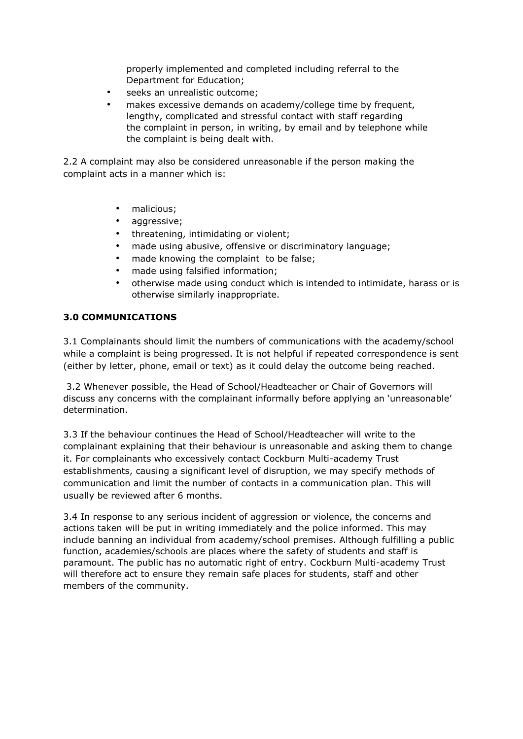properly implemented and completed including referral to the Department for Education;

- seeks an unrealistic outcome;
- makes excessive demands on academy/college time by frequent, lengthy, complicated and stressful contact with staff regarding the complaint in person, in writing, by email and by telephone while the complaint is being dealt with.

2.2 A complaint may also be considered unreasonable if the person making the complaint acts in a manner which is:

- malicious;
- aggressive;
- threatening, intimidating or violent;
- made using abusive, offensive or discriminatory language;
- made knowing the complaint to be false;
- made using falsified information;
- otherwise made using conduct which is intended to intimidate, harass or is otherwise similarly inappropriate.

### 3.0 COMMUNICATIONS

3.1 Complainants should limit the numbers of communications with the academy/school while a complaint is being progressed. It is not helpful if repeated correspondence is sent (either by letter, phone, email or text) as it could delay the outcome being reached.

3.2 Whenever possible, the Head of School/Headteacher or Chair of Governors will discuss any concerns with the complainant informally before applying an 'unreasonable' determination.

3.3 If the behaviour continues the Head of School/Headteacher will write to the complainant explaining that their behaviour is unreasonable and asking them to change it. For complainants who excessively contact Cockburn Multi-academy Trust establishments, causing a significant level of disruption, we may specify methods of communication and limit the number of contacts in a communication plan. This will usually be reviewed after 6 months.

3.4 In response to any serious incident of aggression or violence, the concerns and actions taken will be put in writing immediately and the police informed. This may include banning an individual from academy/school premises. Although fulfilling a public function, academies/schools are places where the safety of students and staff is paramount. The public has no automatic right of entry. Cockburn Multi-academy Trust will therefore act to ensure they remain safe places for students, staff and other members of the community.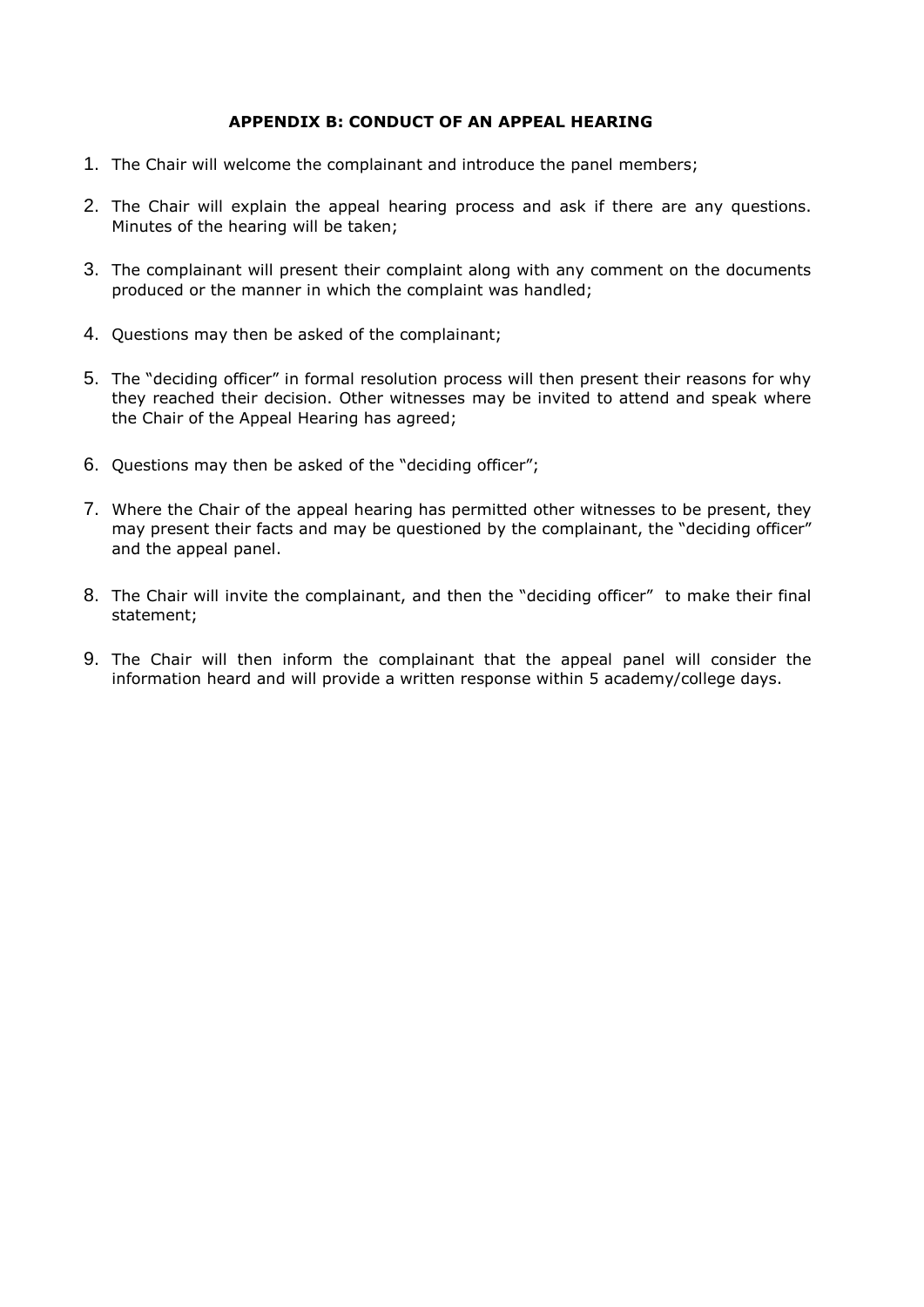## APPENDIX B: CONDUCT OF AN APPEAL HEARING

1. The Chair will welcome the complainant and introduce the panel members;
2. The Chair will explain the appeal hearing process and ask if there are any questions. Minutes of the hearing will be taken;
3. The complainant will present their complaint along with any comment on the documents produced or the manner in which the complaint was handled;
4. Questions may then be asked of the complainant;
5. The "deciding officer" in formal resolution process will then present their reasons for why they reached their decision. Other witnesses may be invited to attend and speak where the Chair of the Appeal Hearing has agreed;
6. Questions may then be asked of the "deciding officer";
7. Where the Chair of the appeal hearing has permitted other witnesses to be present, they may present their facts and may be questioned by the complainant, the "deciding officer" and the appeal panel.
8. The Chair will invite the complainant, and then the "deciding officer" to make their final statement;
9. The Chair will then inform the complainant that the appeal panel will consider the information heard and will provide a written response within 5 academy/college days.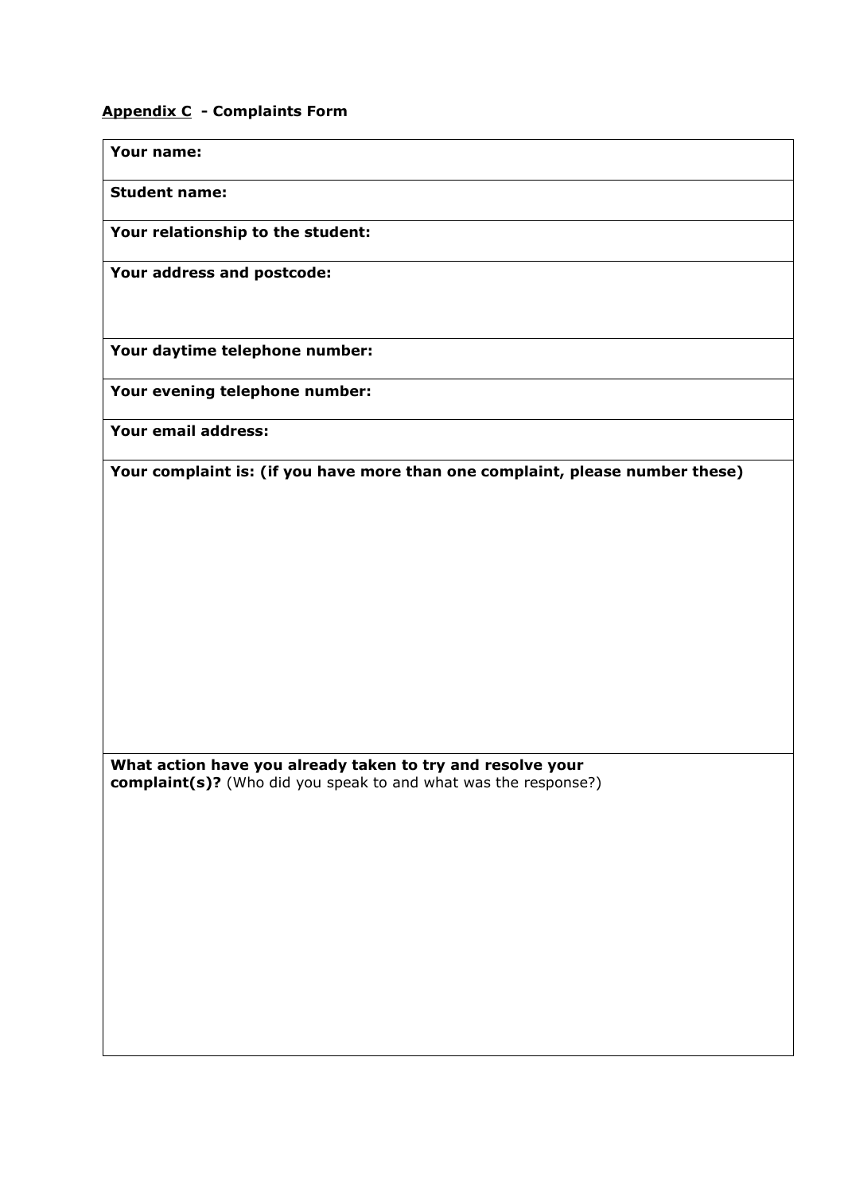## <u>Appendix C</u> - Complaints Form

| **Your name:** |
|---|
| **Student name:** |
| **Your relationship to the student:** |
| **Your address and postcode:** |
| **Your daytime telephone number:** |
| **Your evening telephone number:** |
| **Your email address:** |
| **Your complaint is: (if you have more than one complaint, please number these)** |
| **What action have you already taken to try and resolve your complaint(s)?** (Who did you speak to and what was the response?) |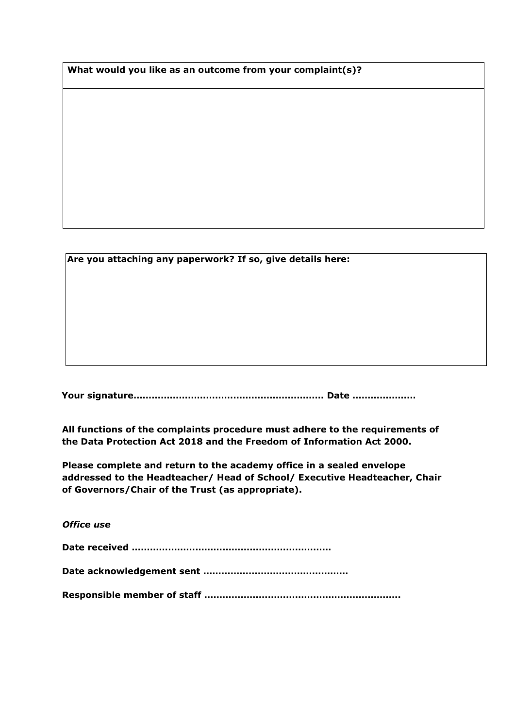| **What would you like as an outcome from your complaint(s)?** |
| --- |
| |

| **Are you attaching any paperwork? If so, give details here:** |
| --- |
| |

**Your signature…………………………………………………….. Date ………………..**

**All functions of the complaints procedure must adhere to the requirements of the Data Protection Act 2018 and the Freedom of Information Act 2000.**

**Please complete and return to the academy office in a sealed envelope addressed to the Headteacher/ Head of School/ Executive Headteacher, Chair of Governors/Chair of the Trust (as appropriate).**

***Office use***

**Date received ……………………………………………………….**

**Date acknowledgement sent ………………………………………**

**Responsible member of staff ……………………………………………………….**